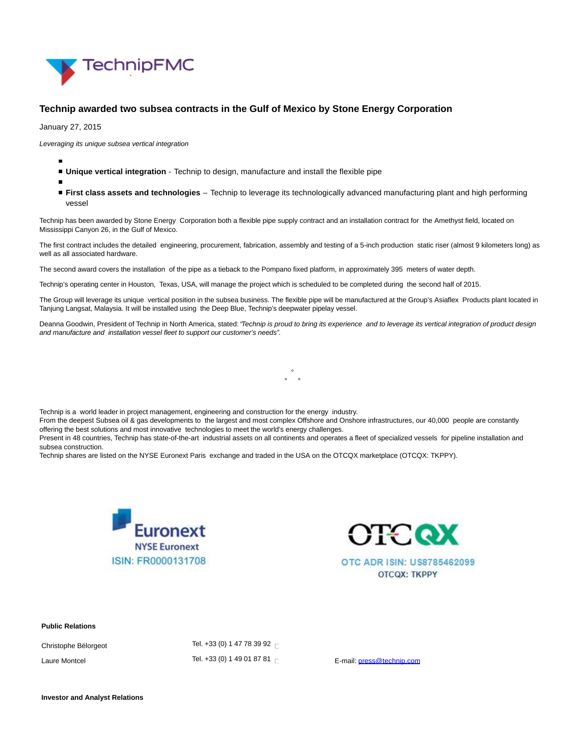# Technip awarded two subsea contracts in the Gulf of Mexico by Stone Energy Corporation

January 27, 2015

*Leveraging its unique subsea vertical integration*

- **Unique vertical integration** - Technip to design, manufacture and install the flexible pipe
- **First class assets and technologies** – Technip to leverage its technologically advanced manufacturing plant and high performing vessel

Technip has been awarded by Stone Energy Corporation both a flexible pipe supply contract and an installation contract for the Amethyst field, located on Mississippi Canyon 26, in the Gulf of Mexico.

The first contract includes the detailed engineering, procurement, fabrication, assembly and testing of a 5-inch production static riser (almost 9 kilometers long) as well as all associated hardware.

The second award covers the installation of the pipe as a tieback to the Pompano fixed platform, in approximately 395 meters of water depth.

Technip's operating center in Houston, Texas, USA, will manage the project which is scheduled to be completed during the second half of 2015.

The Group will leverage its unique vertical position in the subsea business. The flexible pipe will be manufactured at the Group's Asiaflex Products plant located in Tanjung Langsat, Malaysia. It will be installed using the Deep Blue, Technip's deepwater pipelay vessel.

Deanna Goodwin, President of Technip in North America, stated: *"Technip is proud to bring its experience and to leverage its vertical integration of product design and manufacture and installation vessel fleet to support our customer's needs".*

°

° °

Technip is a world leader in project management, engineering and construction for the energy industry.
From the deepest Subsea oil & gas developments to the largest and most complex Offshore and Onshore infrastructures, our 40,000 people are constantly offering the best solutions and most innovative technologies to meet the world's energy challenges.
Present in 48 countries, Technip has state-of-the-art industrial assets on all continents and operates a fleet of specialized vessels for pipeline installation and subsea construction.
Technip shares are listed on the NYSE Euronext Paris exchange and traded in the USA on the OTCQX marketplace (OTCQX: TKPPY).

Euronext
NYSE Euronext
ISIN: FR0000131708

OTCQX
OTC ADR ISIN: US8785462099
OTCQX: TKPPY

**Public Relations**

| | | |
|---|---|---|
| Christophe Bélorgeot | Tel. +33 (0) 1 47 78 39 92 | |
| Laure Montcel | Tel. +33 (0) 1 49 01 87 81 | E-mail: press@technip.com |

**Investor and Analyst Relations**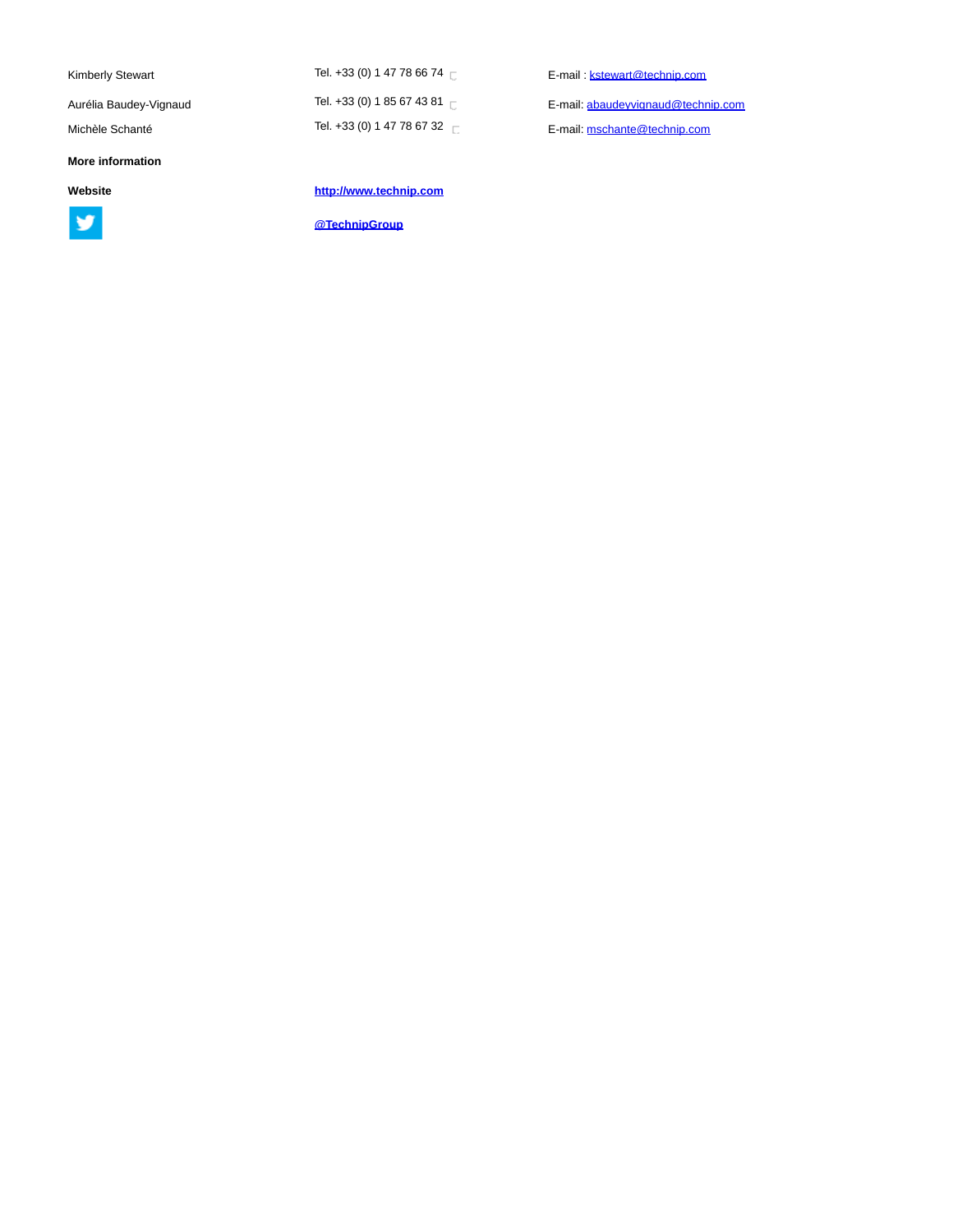| | | |
|---|---|---|
| Kimberly Stewart | Tel. +33 (0) 1 47 78 66 74 | E-mail : kstewart@technip.com |
| Aurélia Baudey-Vignaud | Tel. +33 (0) 1 85 67 43 81 | E-mail: abaudeyvignaud@technip.com |
| Michèle Schanté | Tel. +33 (0) 1 47 78 67 32 | E-mail: mschante@technip.com |

**More information**

| | |
|---|---|
| **Website** | **http://www.technip.com** |
| | **@TechnipGroup** |